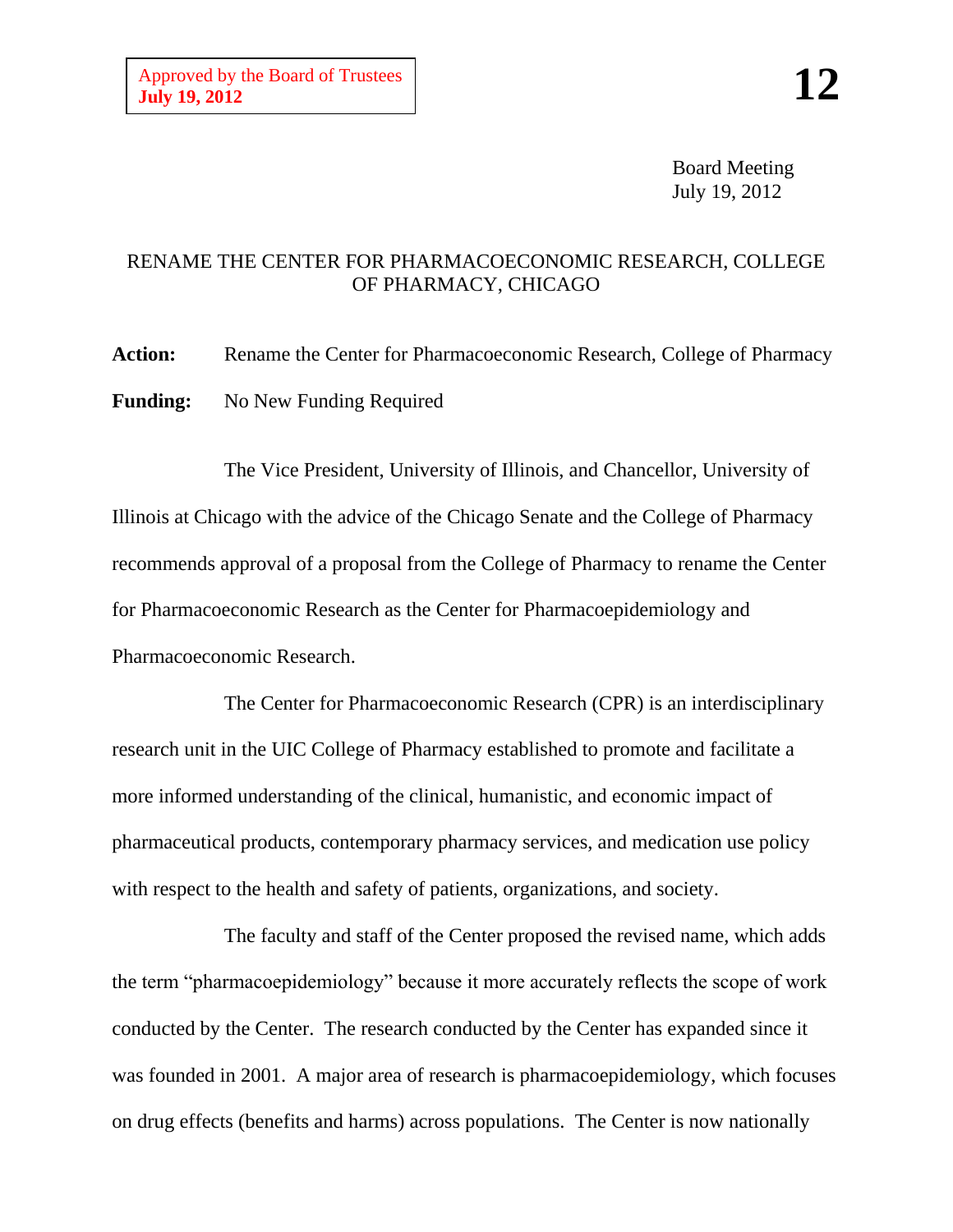Approved by the Board of Trustees
**July 19, 2012**

**12**

Board Meeting
July 19, 2012

# RENAME THE CENTER FOR PHARMACOECONOMIC RESEARCH, COLLEGE OF PHARMACY, CHICAGO

**Action:** Rename the Center for Pharmacoeconomic Research, College of Pharmacy

**Funding:** No New Funding Required

The Vice President, University of Illinois, and Chancellor, University of Illinois at Chicago with the advice of the Chicago Senate and the College of Pharmacy recommends approval of a proposal from the College of Pharmacy to rename the Center for Pharmacoeconomic Research as the Center for Pharmacoepidemiology and Pharmacoeconomic Research.

The Center for Pharmacoeconomic Research (CPR) is an interdisciplinary research unit in the UIC College of Pharmacy established to promote and facilitate a more informed understanding of the clinical, humanistic, and economic impact of pharmaceutical products, contemporary pharmacy services, and medication use policy with respect to the health and safety of patients, organizations, and society.

The faculty and staff of the Center proposed the revised name, which adds the term "pharmacoepidemiology" because it more accurately reflects the scope of work conducted by the Center. The research conducted by the Center has expanded since it was founded in 2001. A major area of research is pharmacoepidemiology, which focuses on drug effects (benefits and harms) across populations. The Center is now nationally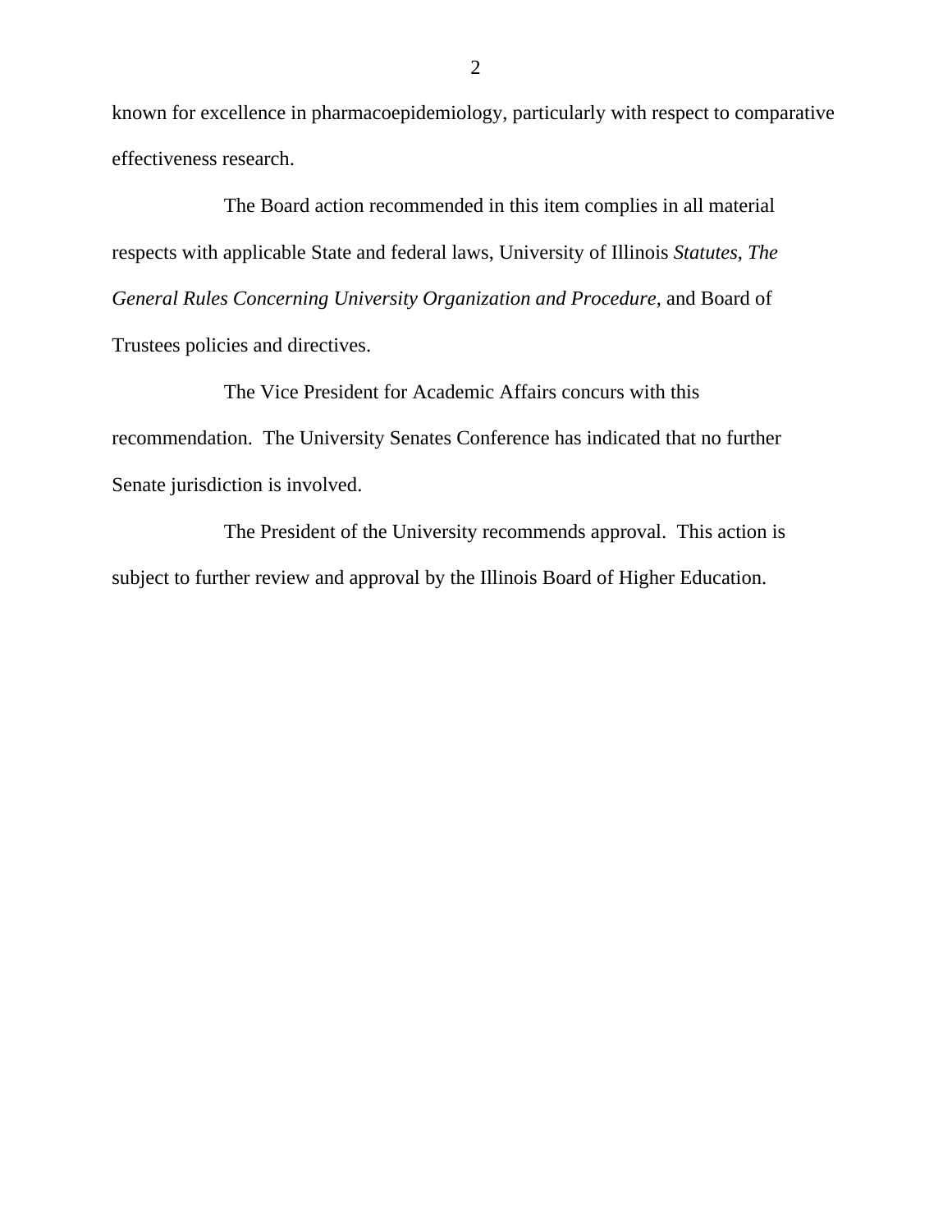known for excellence in pharmacoepidemiology, particularly with respect to comparative effectiveness research.

The Board action recommended in this item complies in all material respects with applicable State and federal laws, University of Illinois *Statutes*, *The General Rules Concerning University Organization and Procedure*, and Board of Trustees policies and directives.

The Vice President for Academic Affairs concurs with this recommendation. The University Senates Conference has indicated that no further Senate jurisdiction is involved.

The President of the University recommends approval. This action is subject to further review and approval by the Illinois Board of Higher Education.